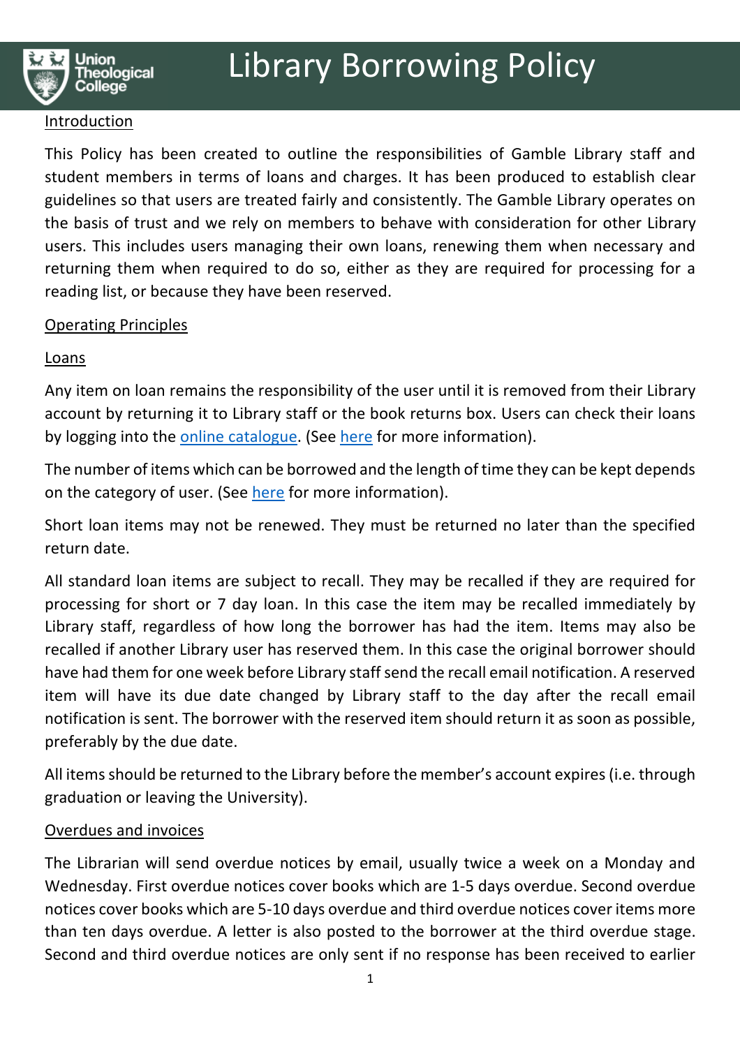# Library Borrowing Policy

## Introduction

This Policy has been created to outline the responsibilities of Gamble Library staff and student members in terms of loans and charges. It has been produced to establish clear guidelines so that users are treated fairly and consistently. The Gamble Library operates on the basis of trust and we rely on members to behave with consideration for other Library users. This includes users managing their own loans, renewing them when necessary and returning them when required to do so, either as they are required for processing for a reading list, or because they have been reserved.

## Operating Principles

### Loans

Any item on loan remains the responsibility of the user until it is removed from their Library account by returning it to Library staff or the book returns box. Users can check their loans by logging into the online catalogue. (See here for more information).

The number of items which can be borrowed and the length of time they can be kept depends on the category of user. (See here for more information).

Short loan items may not be renewed. They must be returned no later than the specified return date.

All standard loan items are subject to recall. They may be recalled if they are required for processing for short or 7 day loan. In this case the item may be recalled immediately by Library staff, regardless of how long the borrower has had the item. Items may also be recalled if another Library user has reserved them. In this case the original borrower should have had them for one week before Library staff send the recall email notification. A reserved item will have its due date changed by Library staff to the day after the recall email notification is sent. The borrower with the reserved item should return it as soon as possible, preferably by the due date.

All items should be returned to the Library before the member's account expires (i.e. through graduation or leaving the University).

### Overdues and invoices

The Librarian will send overdue notices by email, usually twice a week on a Monday and Wednesday. First overdue notices cover books which are 1-5 days overdue. Second overdue notices cover books which are 5-10 days overdue and third overdue notices cover items more than ten days overdue. A letter is also posted to the borrower at the third overdue stage. Second and third overdue notices are only sent if no response has been received to earlier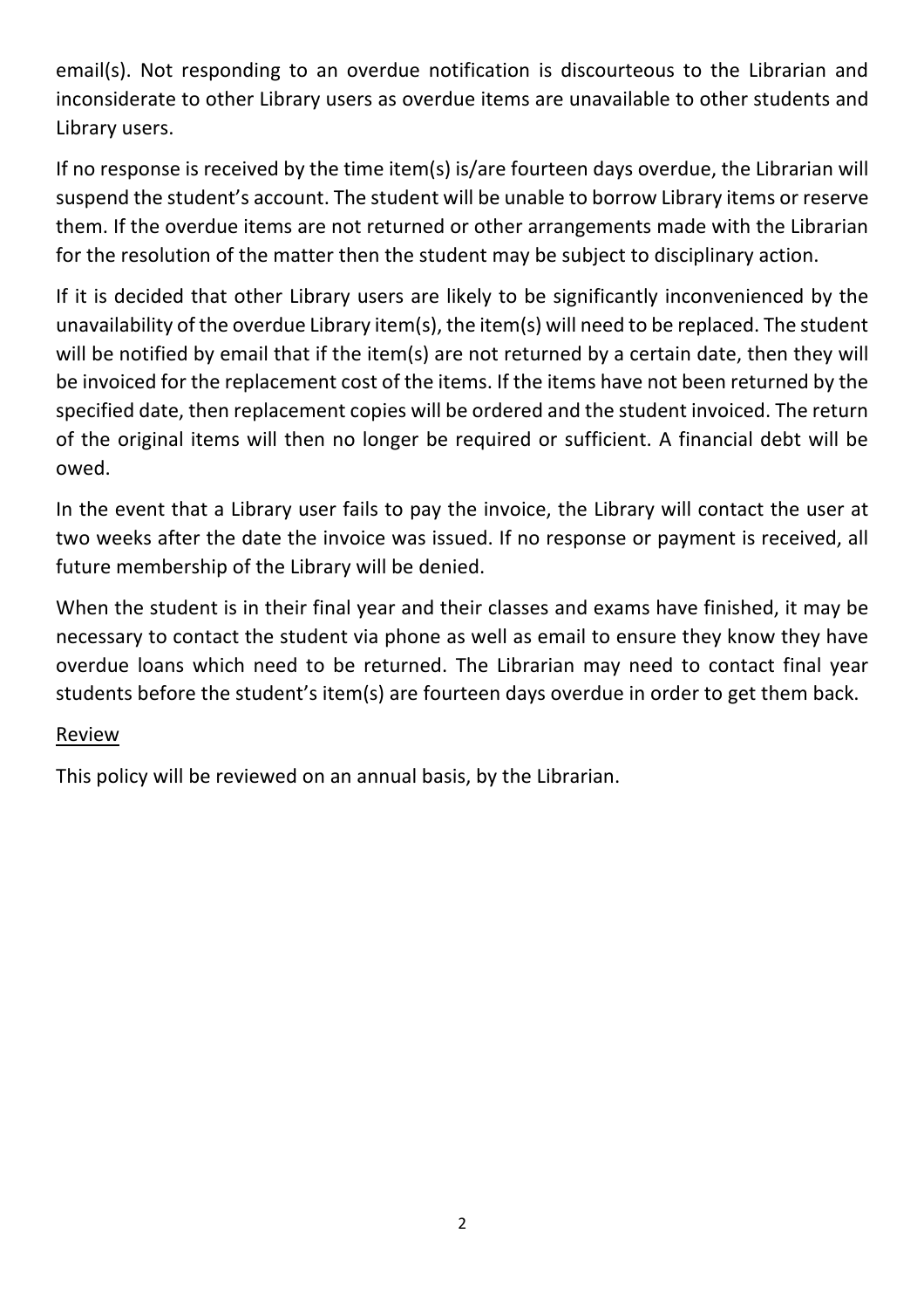email(s). Not responding to an overdue notification is discourteous to the Librarian and inconsiderate to other Library users as overdue items are unavailable to other students and Library users.

If no response is received by the time item(s) is/are fourteen days overdue, the Librarian will suspend the student's account. The student will be unable to borrow Library items or reserve them. If the overdue items are not returned or other arrangements made with the Librarian for the resolution of the matter then the student may be subject to disciplinary action.

If it is decided that other Library users are likely to be significantly inconvenienced by the unavailability of the overdue Library item(s), the item(s) will need to be replaced. The student will be notified by email that if the item(s) are not returned by a certain date, then they will be invoiced for the replacement cost of the items. If the items have not been returned by the specified date, then replacement copies will be ordered and the student invoiced. The return of the original items will then no longer be required or sufficient. A financial debt will be owed.

In the event that a Library user fails to pay the invoice, the Library will contact the user at two weeks after the date the invoice was issued. If no response or payment is received, all future membership of the Library will be denied.

When the student is in their final year and their classes and exams have finished, it may be necessary to contact the student via phone as well as email to ensure they know they have overdue loans which need to be returned. The Librarian may need to contact final year students before the student's item(s) are fourteen days overdue in order to get them back.

<u>Review</u>

This policy will be reviewed on an annual basis, by the Librarian.